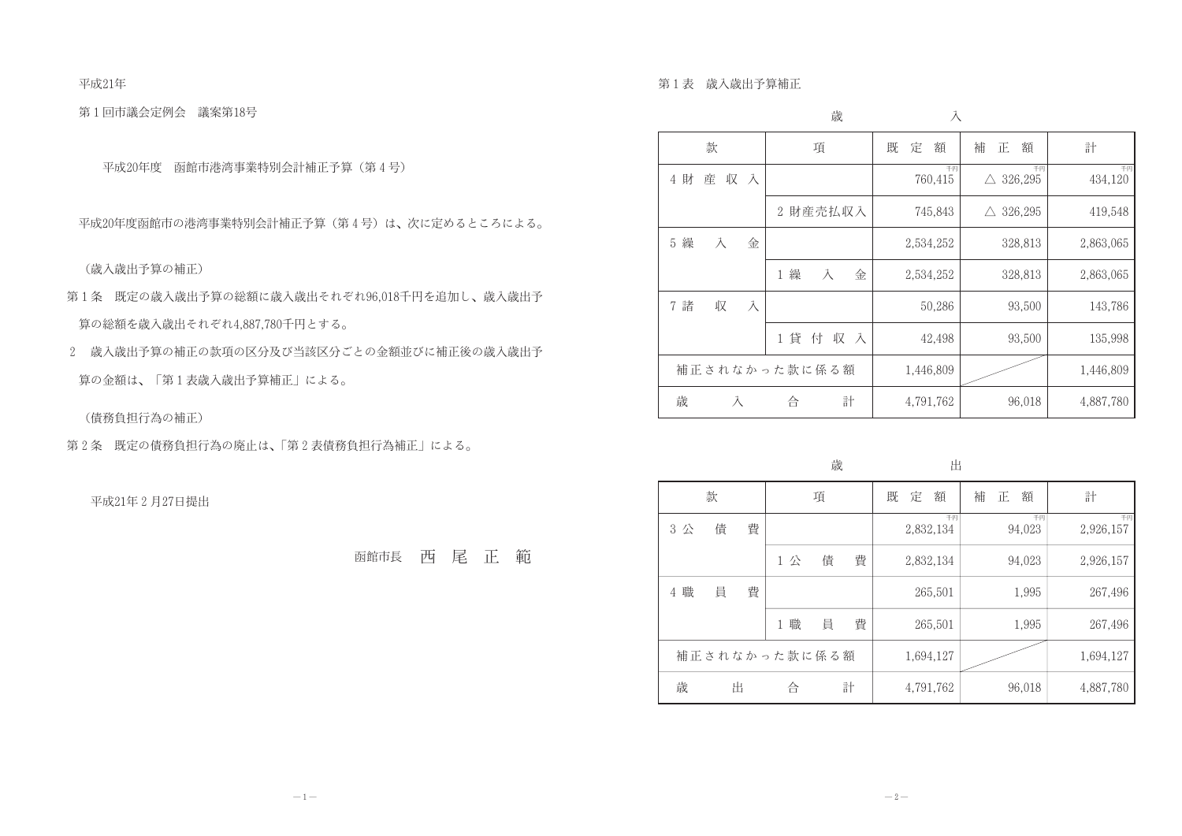平成21年

第１回市議会定例会　議案第18号

## 平成20年度　函館市港湾事業特別会計補正予算（第４号）

平成20年度函館市の港湾事業特別会計補正予算（第４号）は、次に定めるところによる。

（歳入歳出予算の補正）

第１条　既定の歳入歳出予算の総額に歳入歳出それぞれ96,018千円を追加し、歳入歳出予算の総額を歳入歳出それぞれ4,887,780千円とする。

２　歳入歳出予算の補正の款項の区分及び当該区分ごとの金額並びに補正後の歳入歳出予算の金額は、「第１表歳入歳出予算補正」による。

（債務負担行為の補正）

第２条　既定の債務負担行為の廃止は、「第２表債務負担行為補正」による。

平成21年２月27日提出

函館市長　西　尾　正　範

第１表　歳入歳出予算補正

歳　入

| 款 | 項 | 既定額 | 補正額 | 計 |
|---|---|---|---|---|
| 4 財産収入 | | 千円 760,415 | 千円 △ 326,295 | 千円 434,120 |
| | 2 財産売払収入 | 745,843 | △ 326,295 | 419,548 |
| 5 繰入金 | | 2,534,252 | 328,813 | 2,863,065 |
| | 1 繰入金 | 2,534,252 | 328,813 | 2,863,065 |
| 7 諸収入 | | 50,286 | 93,500 | 143,786 |
| | 1 貸付収入 | 42,498 | 93,500 | 135,998 |
| 補正されなかった款に係る額 | | 1,446,809 | | 1,446,809 |
| 歳入合計 | | 4,791,762 | 96,018 | 4,887,780 |

歳　出

| 款 | 項 | 既定額 | 補正額 | 計 |
|---|---|---|---|---|
| 3 公債費 | | 千円 2,832,134 | 千円 94,023 | 千円 2,926,157 |
| | 1 公債費 | 2,832,134 | 94,023 | 2,926,157 |
| 4 職員費 | | 265,501 | 1,995 | 267,496 |
| | 1 職員費 | 265,501 | 1,995 | 267,496 |
| 補正されなかった款に係る額 | | 1,694,127 | | 1,694,127 |
| 歳出合計 | | 4,791,762 | 96,018 | 4,887,780 |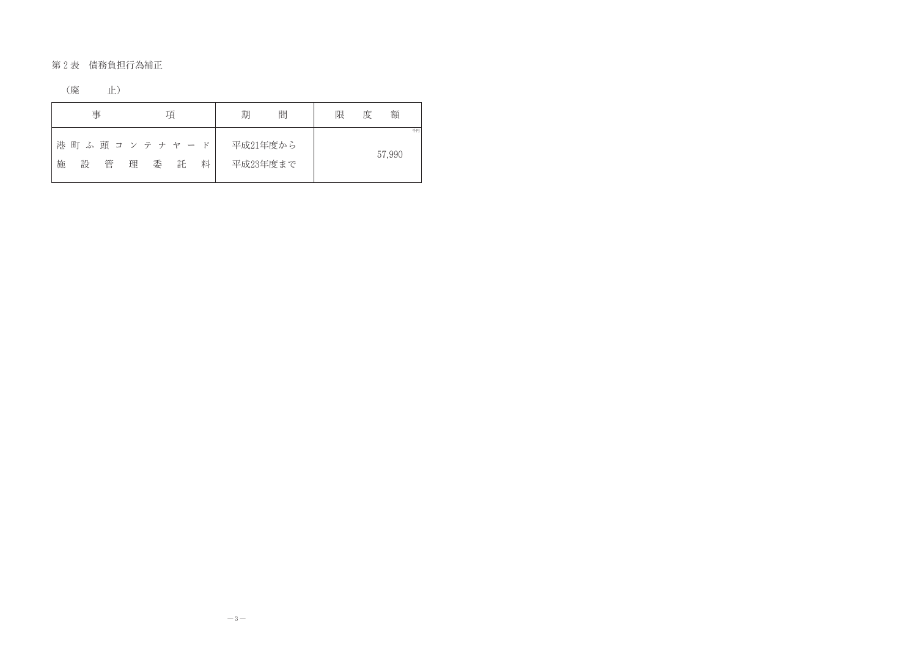第２表　債務負担行為補正

（廃　　止）

| 事　　項 | 期　　間 | 限　度　額 |
|---|---|---|
| 港町ふ頭コンテナヤード施設管理委託料 | 平成21年度から平成23年度まで | 千円 57,990 |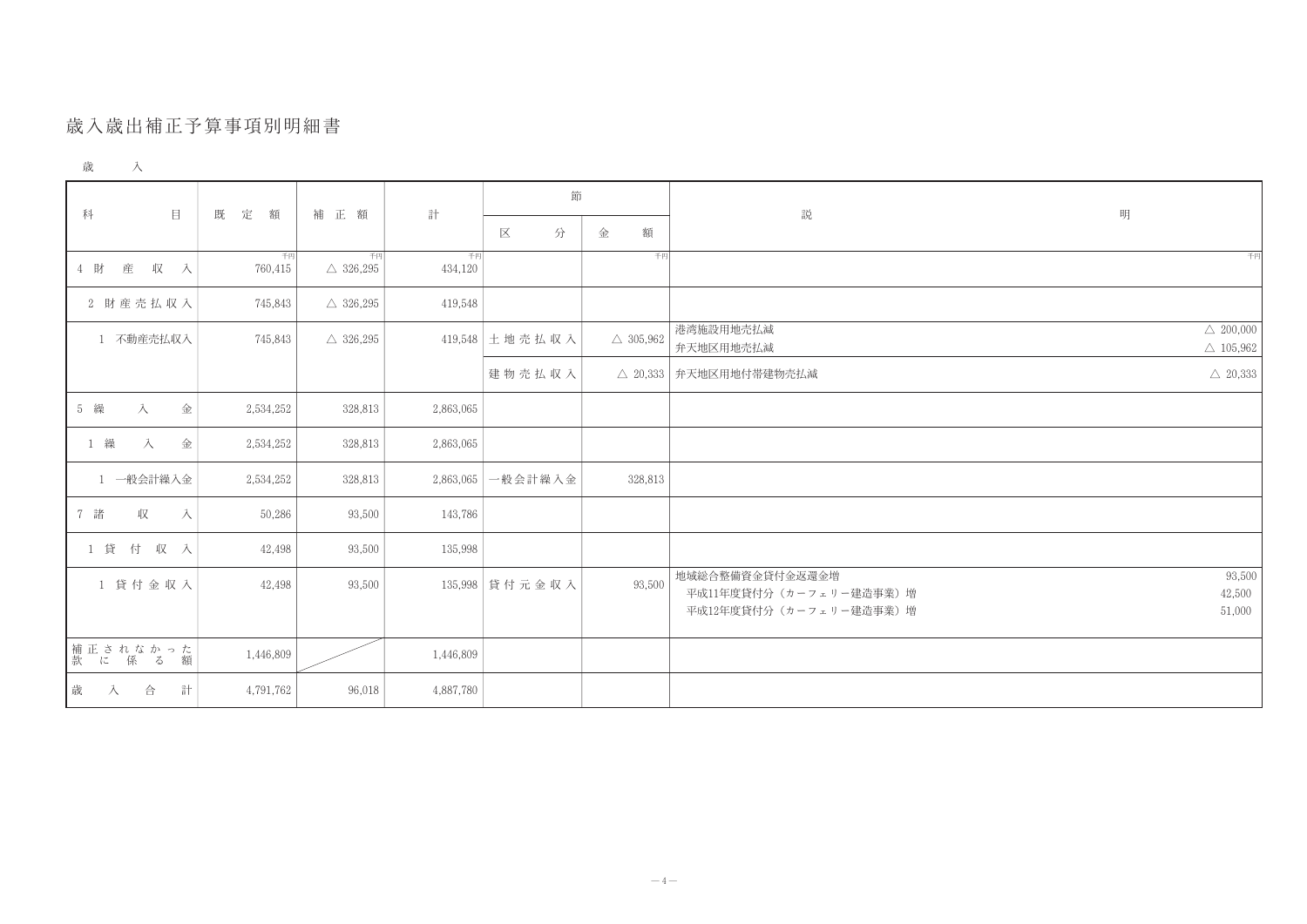# 歳入歳出補正予算事項別明細書

歳　　入

| 科　　目 | 既定額 | 補正額 | 計 | 節 | | 説明 | |
|---|---|---|---|---|---|---|---|
| | | | | 区分 | 金額 | | |
| 4 財産収入 | 千円 760,415 | 千円 △ 326,295 | 千円 434,120 | | 千円 | | 千円 |
| 2 財産売払収入 | 745,843 | △ 326,295 | 419,548 | | | | |
| 1 不動産売払収入 | 745,843 | △ 326,295 | 419,548 | 土地売払収入 | △ 305,962 | 港湾施設用地売払減 | △ 200,000 |
| | | | | | | 弁天地区用地売払減 | △ 105,962 |
| | | | | 建物売払収入 | △ 20,333 | 弁天地区用地付帯建物売払減 | △ 20,333 |
| 5 繰入金 | 2,534,252 | 328,813 | 2,863,065 | | | | |
| 1 繰入金 | 2,534,252 | 328,813 | 2,863,065 | | | | |
| 1 一般会計繰入金 | 2,534,252 | 328,813 | 2,863,065 | 一般会計繰入金 | 328,813 | | |
| 7 諸収入 | 50,286 | 93,500 | 143,786 | | | | |
| 1 貸付収入 | 42,498 | 93,500 | 135,998 | | | | |
| 1 貸付金収入 | 42,498 | 93,500 | 135,998 | 貸付元金収入 | 93,500 | 地域総合整備資金貸付金返還金増 | 93,500 |
| | | | | | | 平成11年度貸付分（カーフェリー建造事業）増 | 42,500 |
| | | | | | | 平成12年度貸付分（カーフェリー建造事業）増 | 51,000 |
| 補正されなかった款に係る額 | 1,446,809 | | 1,446,809 | | | | |
| 歳入合計 | 4,791,762 | 96,018 | 4,887,780 | | | | |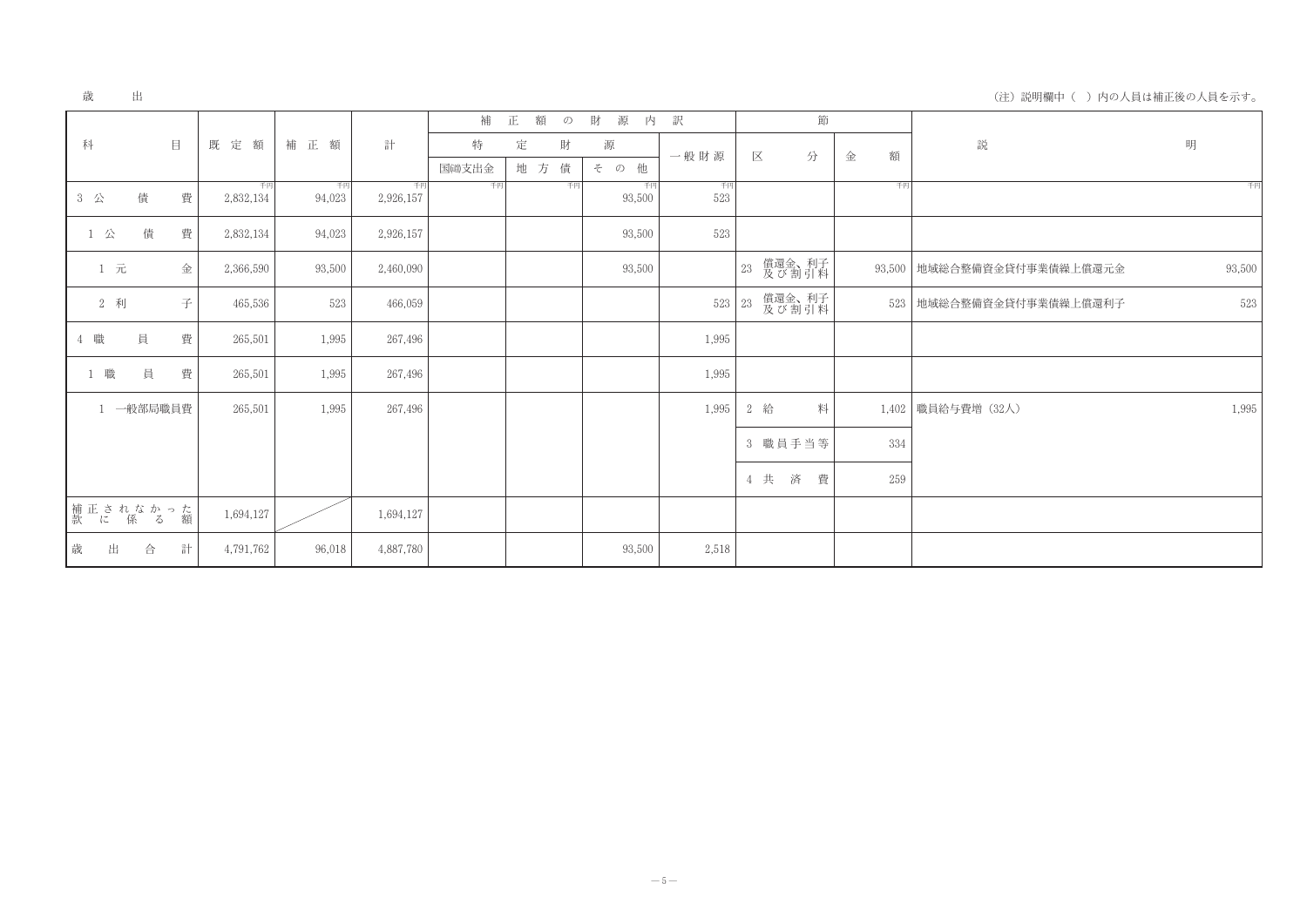歳　　出

（注）説明欄中（　）内の人員は補正後の人員を示す。

| 科　　目 | 既定額 | 補正額 | 計 | 補正額の財源内訳 | | | | 節 | | 説明 | |
|---|---|---|---|---|---|---|---|---|---|---|---|
| | | | | 特定財源 | | | 一般財源 | 区分 | 金額 | | |
| | | | | 国庫支出金 | 地方債 | その他 | | | | | |
| | 千円 | 千円 | 千円 | 千円 | 千円 | 千円 | 千円 | | 千円 | | 千円 |
| 3 公債費 | 2,832,134 | 94,023 | 2,926,157 | | | 93,500 | 523 | | | | |
| 1 公債費 | 2,832,134 | 94,023 | 2,926,157 | | | 93,500 | 523 | | | | |
| 1 元金 | 2,366,590 | 93,500 | 2,460,090 | | | 93,500 | | 23 償還金、利子及び割引料 | 93,500 | 地域総合整備資金貸付事業債繰上償還元金 | 93,500 |
| 2 利子 | 465,536 | 523 | 466,059 | | | | 523 | 23 償還金、利子及び割引料 | 523 | 地域総合整備資金貸付事業債繰上償還利子 | 523 |
| 4 職員費 | 265,501 | 1,995 | 267,496 | | | | 1,995 | | | | |
| 1 職員費 | 265,501 | 1,995 | 267,496 | | | | 1,995 | | | | |
| 1 一般部局職員費 | 265,501 | 1,995 | 267,496 | | | | 1,995 | 2 給料 | 1,402 | 職員給与費増（32人） | 1,995 |
| | | | | | | | | 3 職員手当等 | 334 | | |
| | | | | | | | | 4 共済費 | 259 | | |
| 補正されなかった款に係る額 | 1,694,127 | | 1,694,127 | | | | | | | | |
| 歳出合計 | 4,791,762 | 96,018 | 4,887,780 | | | 93,500 | 2,518 | | | | |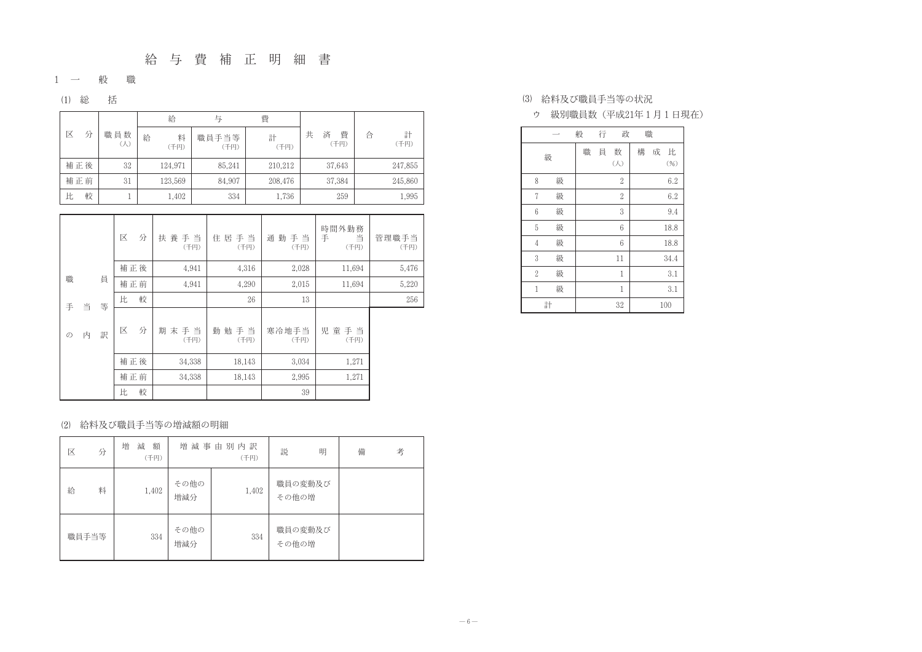# 給与費補正明細書

## 1 一　般　職

### (1) 総　括

| 区分 | 職員数 (人) | 給与費 給料 (千円) | 職員手当等 (千円) | 計 (千円) | 共済費 (千円) | 合計 (千円) |
|---|---|---|---|---|---|---|
| 補正後 | 32 | 124,971 | 85,241 | 210,212 | 37,643 | 247,855 |
| 補正前 | 31 | 123,569 | 84,907 | 208,476 | 37,384 | 245,860 |
| 比較 | 1 | 1,402 | 334 | 1,736 | 259 | 1,995 |

職員手当等の内訳

| 区分 | 扶養手当 (千円) | 住居手当 (千円) | 通勤手当 (千円) | 時間外勤務手当 (千円) | 管理職手当 (千円) |
|---|---|---|---|---|---|
| 補正後 | 4,941 | 4,316 | 2,028 | 11,694 | 5,476 |
| 補正前 | 4,941 | 4,290 | 2,015 | 11,694 | 5,220 |
| 比較 | | 26 | 13 | | 256 |

| 区分 | 期末手当 (千円) | 勤勉手当 (千円) | 寒冷地手当 (千円) | 児童手当 (千円) |
|---|---|---|---|---|
| 補正後 | 34,338 | 18,143 | 3,034 | 1,271 |
| 補正前 | 34,338 | 18,143 | 2,995 | 1,271 |
| 比較 | | | 39 | |

### (2) 給料及び職員手当等の増減額の明細

| 区分 | 増減額 (千円) | 増減事由別内訳 (千円) | | 説明 | 備考 |
|---|---|---|---|---|---|
| 給料 | 1,402 | その他の増減分 | 1,402 | 職員の変動及びその他の増 | |
| 職員手当等 | 334 | その他の増減分 | 334 | 職員の変動及びその他の増 | |

### (3) 給料及び職員手当等の状況

ウ　級別職員数（平成21年１月１日現在）

| 一般行政職 級 | 職員数 (人) | 構成比 (%) |
|---|---|---|
| 8　級 | 2 | 6.2 |
| 7　級 | 2 | 6.2 |
| 6　級 | 3 | 9.4 |
| 5　級 | 6 | 18.8 |
| 4　級 | 6 | 18.8 |
| 3　級 | 11 | 34.4 |
| 2　級 | 1 | 3.1 |
| 1　級 | 1 | 3.1 |
| 計 | 32 | 100 |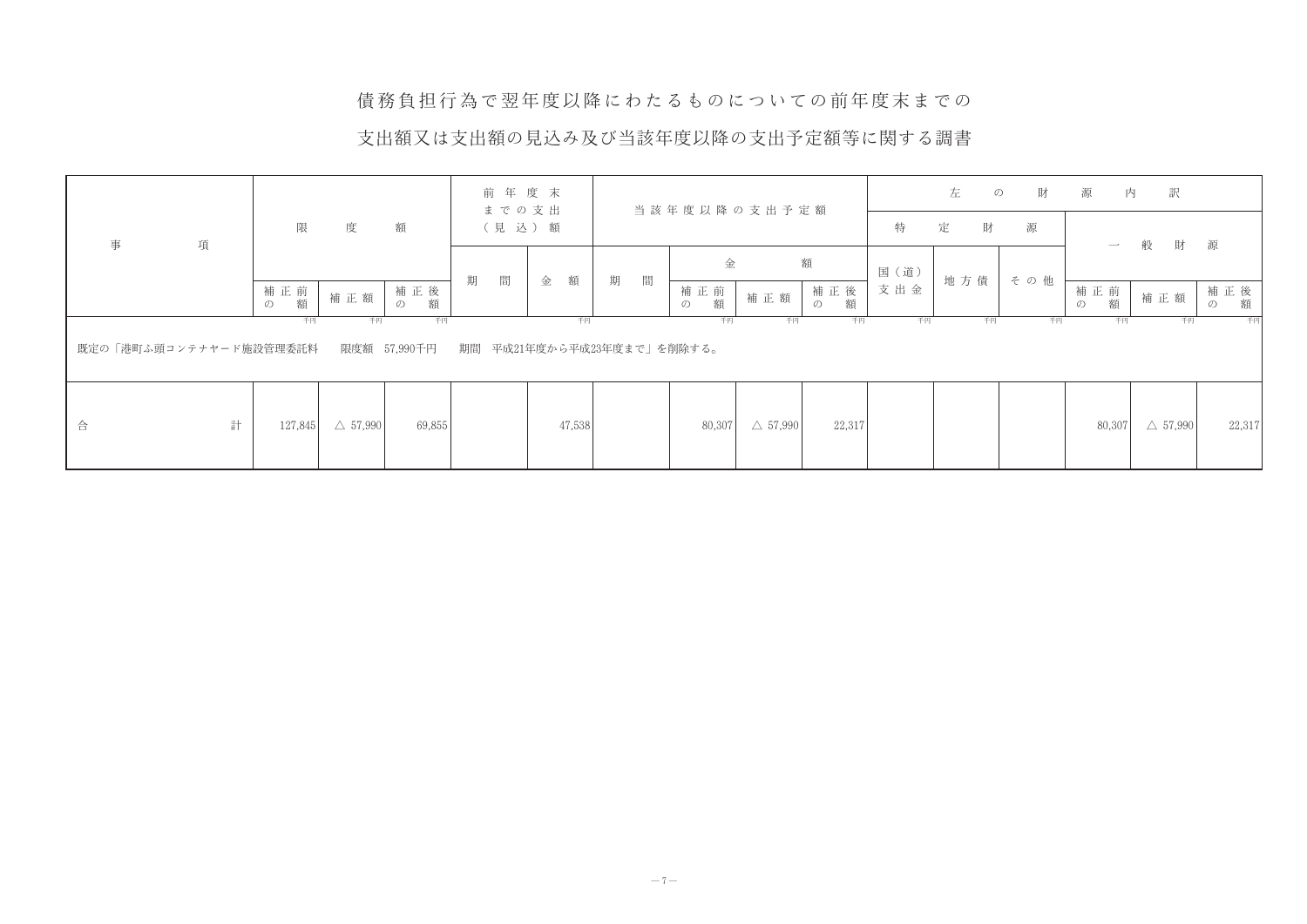# 債務負担行為で翌年度以降にわたるものについての前年度末までの支出額又は支出額の見込み及び当該年度以降の支出予定額等に関する調書

| 事項 | 限度額 | | | 前年度末までの支出（見込）額 | | 当該年度以降の支出予定額 | | | | 左の財源内訳 | | | | | |
|---|---|---|---|---|---|---|---|---|---|---|---|---|---|---|---|
| | | | | | | | 金額 | | | 特定財源 | | | 一般財源 | | |
| | 補正前の額 | 補正額 | 補正後の額 | 期間 | 金額 | 期間 | 補正前の額 | 補正額 | 補正後の額 | 国（道）支出金 | 地方債 | その他 | 補正前の額 | 補正額 | 補正後の額 |
| | 千円 | 千円 | 千円 | | 千円 | | 千円 | 千円 | 千円 | 千円 | 千円 | 千円 | 千円 | 千円 | 千円 |
| 既定の「港町ふ頭コンテナヤード施設管理委託料　限度額　57,990千円　期間　平成21年度から平成23年度まで」を削除する。 | | | | | | | | | | | | | | | |
| 合計 | 127,845 | △ 57,990 | 69,855 | | 47,538 | | 80,307 | △ 57,990 | 22,317 | | | | 80,307 | △ 57,990 | 22,317 |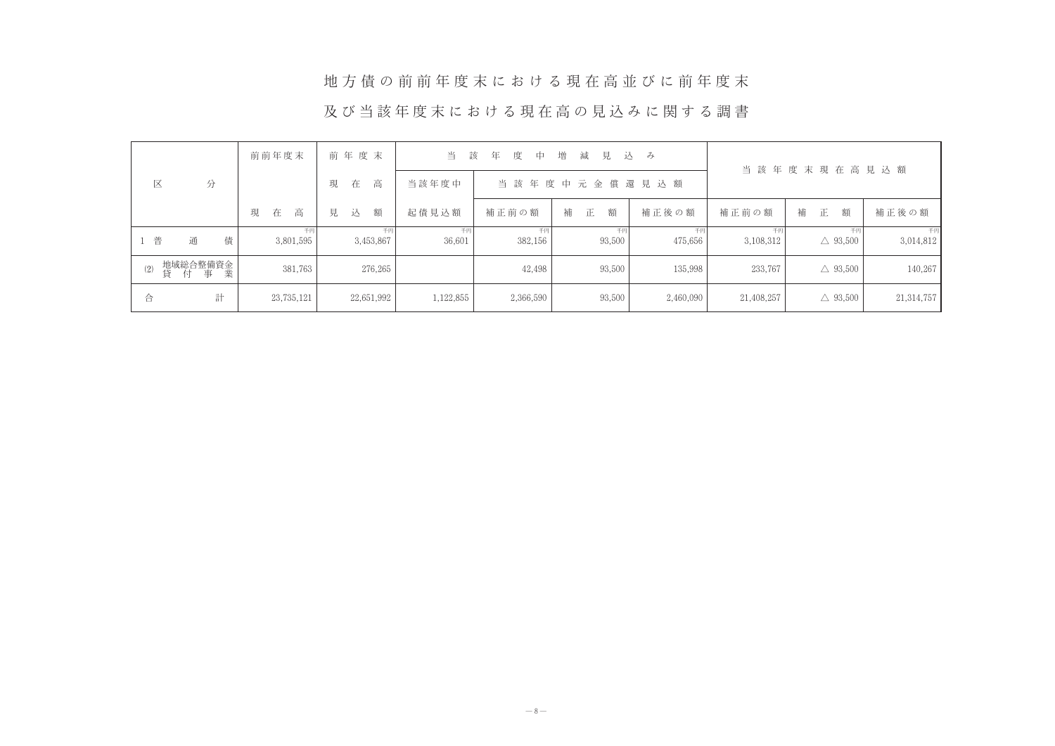# 地方債の前前年度末における現在高並びに前年度末及び当該年度末における現在高の見込みに関する調書

| 区分 | 前前年度末現在高 | 前年度末現在高見込額 | 当該年度中増減見込み | | | | 当該年度末現在高見込額 | | |
|---|---|---|---|---|---|---|---|---|---|
| | | | 当該年度中起債見込額 | 当該年度中元金償還見込額 | | | | | |
| | | | | 補正前の額 | 補正額 | 補正後の額 | 補正前の額 | 補正額 | 補正後の額 |
| | 千円 | 千円 | 千円 | 千円 | 千円 | 千円 | 千円 | 千円 | 千円 |
| 1 普通債 | 3,801,595 | 3,453,867 | 36,601 | 382,156 | 93,500 | 475,656 | 3,108,312 | △ 93,500 | 3,014,812 |
| (2) 地域総合整備資金貸付事業 | 381,763 | 276,265 | | 42,498 | 93,500 | 135,998 | 233,767 | △ 93,500 | 140,267 |
| 合計 | 23,735,121 | 22,651,992 | 1,122,855 | 2,366,590 | 93,500 | 2,460,090 | 21,408,257 | △ 93,500 | 21,314,757 |